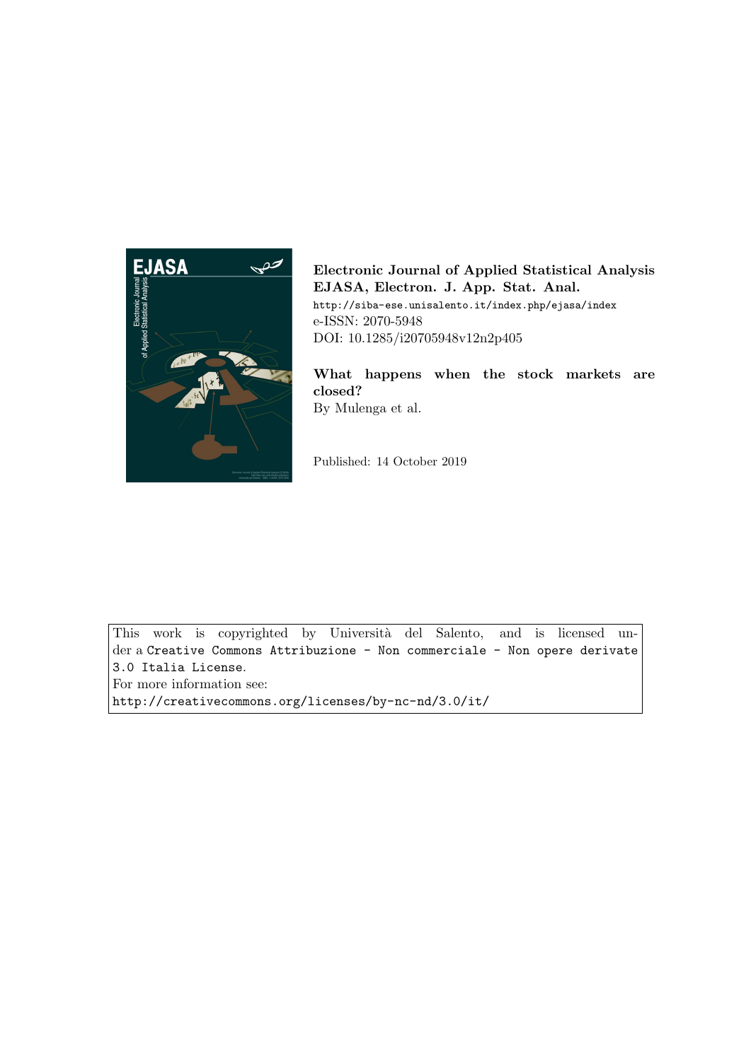**Electronic Journal of Applied Statistical Analysis**
**EJASA, Electron. J. App. Stat. Anal.**
http://siba-ese.unisalento.it/index.php/ejasa/index
e-ISSN: 2070-5948
DOI: 10.1285/i20705948v12n2p405

**What happens when the stock markets are closed?**
By Mulenga et al.

Published: 14 October 2019

This work is copyrighted by Università del Salento, and is licensed under a Creative Commons Attribuzione - Non commerciale - Non opere derivate 3.0 Italia License.
For more information see:
http://creativecommons.org/licenses/by-nc-nd/3.0/it/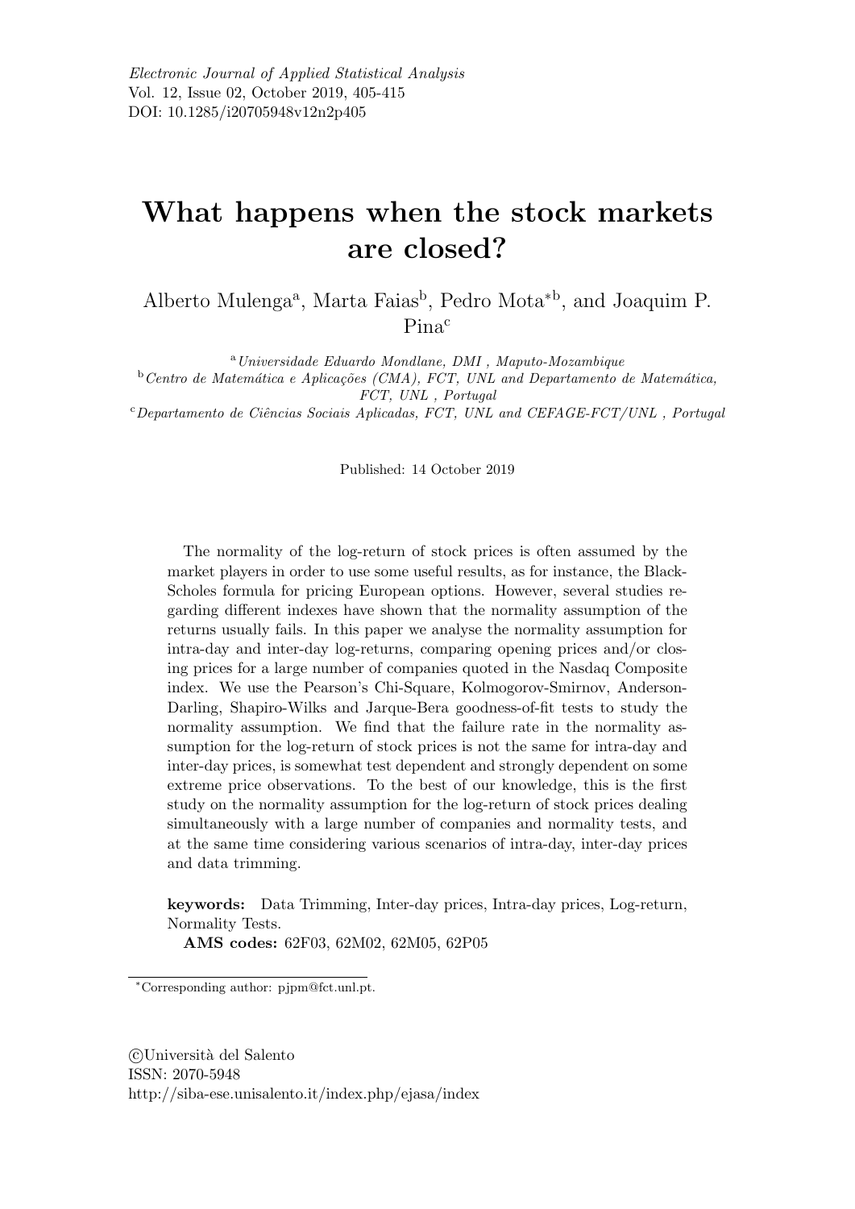# What happens when the stock markets are closed?

Alberto Mulenga[a], Marta Faias[b], Pedro Mota[*b], and Joaquim P. Pina[c]

[a] *Universidade Eduardo Mondlane, DMI , Maputo-Mozambique*
[b] *Centro de Matemática e Aplicações (CMA), FCT, UNL and Departamento de Matemática, FCT, UNL , Portugal*
[c] *Departamento de Ciências Sociais Aplicadas, FCT, UNL and CEFAGE-FCT/UNL , Portugal*

Published: 14 October 2019

The normality of the log-return of stock prices is often assumed by the market players in order to use some useful results, as for instance, the Black-Scholes formula for pricing European options. However, several studies regarding different indexes have shown that the normality assumption of the returns usually fails. In this paper we analyse the normality assumption for intra-day and inter-day log-returns, comparing opening prices and/or closing prices for a large number of companies quoted in the Nasdaq Composite index. We use the Pearson's Chi-Square, Kolmogorov-Smirnov, Anderson-Darling, Shapiro-Wilks and Jarque-Bera goodness-of-fit tests to study the normality assumption. We find that the failure rate in the normality assumption for the log-return of stock prices is not the same for intra-day and inter-day prices, is somewhat test dependent and strongly dependent on some extreme price observations. To the best of our knowledge, this is the first study on the normality assumption for the log-return of stock prices dealing simultaneously with a large number of companies and normality tests, and at the same time considering various scenarios of intra-day, inter-day prices and data trimming.

**keywords:** Data Trimming, Inter-day prices, Intra-day prices, Log-return, Normality Tests.

**AMS codes:** 62F03, 62M02, 62M05, 62P05

[*] Corresponding author: pjpm@fct.unl.pt.

©Università del Salento
ISSN: 2070-5948
http://siba-ese.unisalento.it/index.php/ejasa/index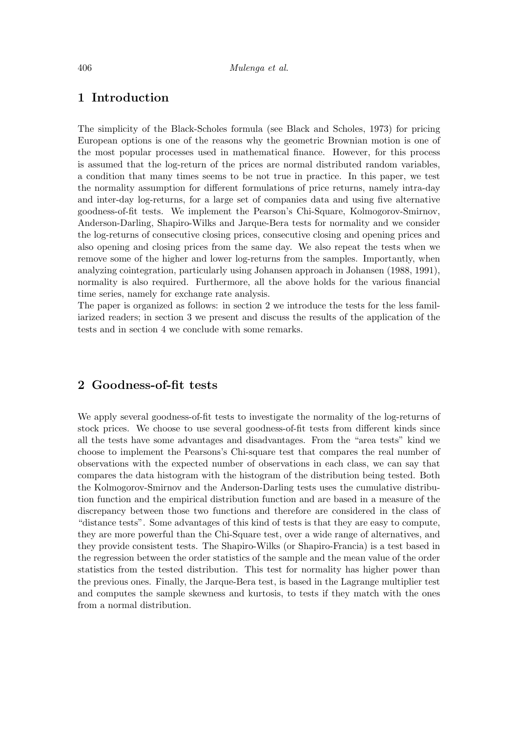# 1 Introduction

The simplicity of the Black-Scholes formula (see Black and Scholes, 1973) for pricing European options is one of the reasons why the geometric Brownian motion is one of the most popular processes used in mathematical finance. However, for this process is assumed that the log-return of the prices are normal distributed random variables, a condition that many times seems to be not true in practice. In this paper, we test the normality assumption for different formulations of price returns, namely intra-day and inter-day log-returns, for a large set of companies data and using five alternative goodness-of-fit tests. We implement the Pearson's Chi-Square, Kolmogorov-Smirnov, Anderson-Darling, Shapiro-Wilks and Jarque-Bera tests for normality and we consider the log-returns of consecutive closing prices, consecutive closing and opening prices and also opening and closing prices from the same day. We also repeat the tests when we remove some of the higher and lower log-returns from the samples. Importantly, when analyzing cointegration, particularly using Johansen approach in Johansen (1988, 1991), normality is also required. Furthermore, all the above holds for the various financial time series, namely for exchange rate analysis.

The paper is organized as follows: in section 2 we introduce the tests for the less familiarized readers; in section 3 we present and discuss the results of the application of the tests and in section 4 we conclude with some remarks.

# 2 Goodness-of-fit tests

We apply several goodness-of-fit tests to investigate the normality of the log-returns of stock prices. We choose to use several goodness-of-fit tests from different kinds since all the tests have some advantages and disadvantages. From the "area tests" kind we choose to implement the Pearsons's Chi-square test that compares the real number of observations with the expected number of observations in each class, we can say that compares the data histogram with the histogram of the distribution being tested. Both the Kolmogorov-Smirnov and the Anderson-Darling tests uses the cumulative distribution function and the empirical distribution function and are based in a measure of the discrepancy between those two functions and therefore are considered in the class of "distance tests". Some advantages of this kind of tests is that they are easy to compute, they are more powerful than the Chi-Square test, over a wide range of alternatives, and they provide consistent tests. The Shapiro-Wilks (or Shapiro-Francia) is a test based in the regression between the order statistics of the sample and the mean value of the order statistics from the tested distribution. This test for normality has higher power than the previous ones. Finally, the Jarque-Bera test, is based in the Lagrange multiplier test and computes the sample skewness and kurtosis, to tests if they match with the ones from a normal distribution.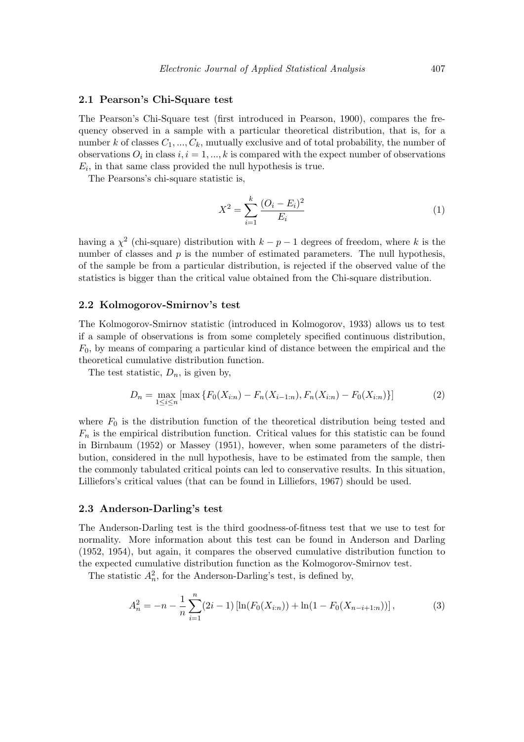### 2.1 Pearson's Chi-Square test

The Pearson's Chi-Square test (first introduced in Pearson, 1900), compares the frequency observed in a sample with a particular theoretical distribution, that is, for a number $k$ of classes $C_1, ..., C_k$, mutually exclusive and of total probability, the number of observations $O_i$ in class $i, i = 1, ..., k$ is compared with the expect number of observations $E_i$, in that same class provided the null hypothesis is true.

The Pearsons's chi-square statistic is,

$$X^2 = \sum_{i=1}^{k} \frac{(O_i - E_i)^2}{E_i} \tag{1}$$

having a $\chi^2$ (chi-square) distribution with $k - p - 1$ degrees of freedom, where $k$ is the number of classes and $p$ is the number of estimated parameters. The null hypothesis, of the sample be from a particular distribution, is rejected if the observed value of the statistics is bigger than the critical value obtained from the Chi-square distribution.

### 2.2 Kolmogorov-Smirnov's test

The Kolmogorov-Smirnov statistic (introduced in Kolmogorov, 1933) allows us to test if a sample of observations is from some completely specified continuous distribution, $F_0$, by means of comparing a particular kind of distance between the empirical and the theoretical cumulative distribution function.

The test statistic, $D_n$, is given by,

$$D_n = \max_{1 \leq i \leq n} \left[ \max \left\{ F_0(X_{i:n}) - F_n(X_{i-1:n}), F_n(X_{i:n}) - F_0(X_{i:n}) \right\} \right] \tag{2}$$

where $F_0$ is the distribution function of the theoretical distribution being tested and $F_n$ is the empirical distribution function. Critical values for this statistic can be found in Birnbaum (1952) or Massey (1951), however, when some parameters of the distribution, considered in the null hypothesis, have to be estimated from the sample, then the commonly tabulated critical points can led to conservative results. In this situation, Lilliefors's critical values (that can be found in Lilliefors, 1967) should be used.

### 2.3 Anderson-Darling's test

The Anderson-Darling test is the third goodness-of-fitness test that we use to test for normality. More information about this test can be found in Anderson and Darling (1952, 1954), but again, it compares the observed cumulative distribution function to the expected cumulative distribution function as the Kolmogorov-Smirnov test.

The statistic $A_n^2$, for the Anderson-Darling's test, is defined by,

$$A_n^2 = -n - \frac{1}{n} \sum_{i=1}^{n} (2i - 1) \left[ \ln(F_0(X_{i:n})) + \ln(1 - F_0(X_{n-i+1:n})) \right], \tag{3}$$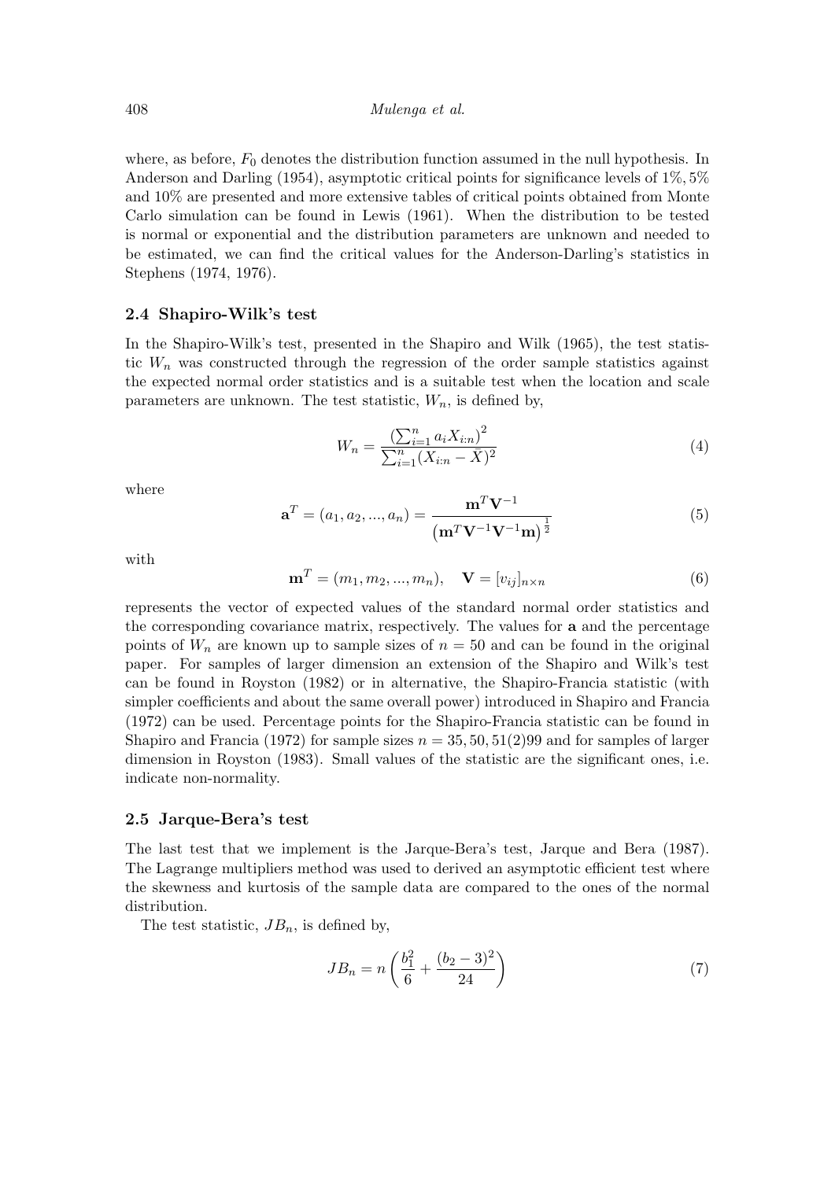where, as before, $F_0$ denotes the distribution function assumed in the null hypothesis. In Anderson and Darling (1954), asymptotic critical points for significance levels of $1\%, 5\%$ and $10\%$ are presented and more extensive tables of critical points obtained from Monte Carlo simulation can be found in Lewis (1961). When the distribution to be tested is normal or exponential and the distribution parameters are unknown and needed to be estimated, we can find the critical values for the Anderson-Darling's statistics in Stephens (1974, 1976).

### 2.4 Shapiro-Wilk's test

In the Shapiro-Wilk's test, presented in the Shapiro and Wilk (1965), the test statistic $W_n$ was constructed through the regression of the order sample statistics against the expected normal order statistics and is a suitable test when the location and scale parameters are unknown. The test statistic, $W_n$, is defined by,

$$W_n = \frac{\left(\sum_{i=1}^{n} a_i X_{i:n}\right)^2}{\sum_{i=1}^{n}(X_{i:n} - \bar{X})^2} \tag{4}$$

where

$$\mathbf{a}^T = (a_1, a_2, ..., a_n) = \frac{\mathbf{m}^T \mathbf{V}^{-1}}{\left(\mathbf{m}^T \mathbf{V}^{-1} \mathbf{V}^{-1} \mathbf{m}\right)^{\frac{1}{2}}} \tag{5}$$

with

$$\mathbf{m}^T = (m_1, m_2, ..., m_n), \quad \mathbf{V} = [v_{ij}]_{n \times n} \tag{6}$$

represents the vector of expected values of the standard normal order statistics and the corresponding covariance matrix, respectively. The values for $\mathbf{a}$ and the percentage points of $W_n$ are known up to sample sizes of $n = 50$ and can be found in the original paper. For samples of larger dimension an extension of the Shapiro and Wilk's test can be found in Royston (1982) or in alternative, the Shapiro-Francia statistic (with simpler coefficients and about the same overall power) introduced in Shapiro and Francia (1972) can be used. Percentage points for the Shapiro-Francia statistic can be found in Shapiro and Francia (1972) for sample sizes $n = 35, 50, 51(2)99$ and for samples of larger dimension in Royston (1983). Small values of the statistic are the significant ones, i.e. indicate non-normality.

### 2.5 Jarque-Bera's test

The last test that we implement is the Jarque-Bera's test, Jarque and Bera (1987). The Lagrange multipliers method was used to derived an asymptotic efficient test where the skewness and kurtosis of the sample data are compared to the ones of the normal distribution.

The test statistic, $JB_n$, is defined by,

$$JB_n = n\left(\frac{b_1^2}{6} + \frac{(b_2 - 3)^2}{24}\right) \tag{7}$$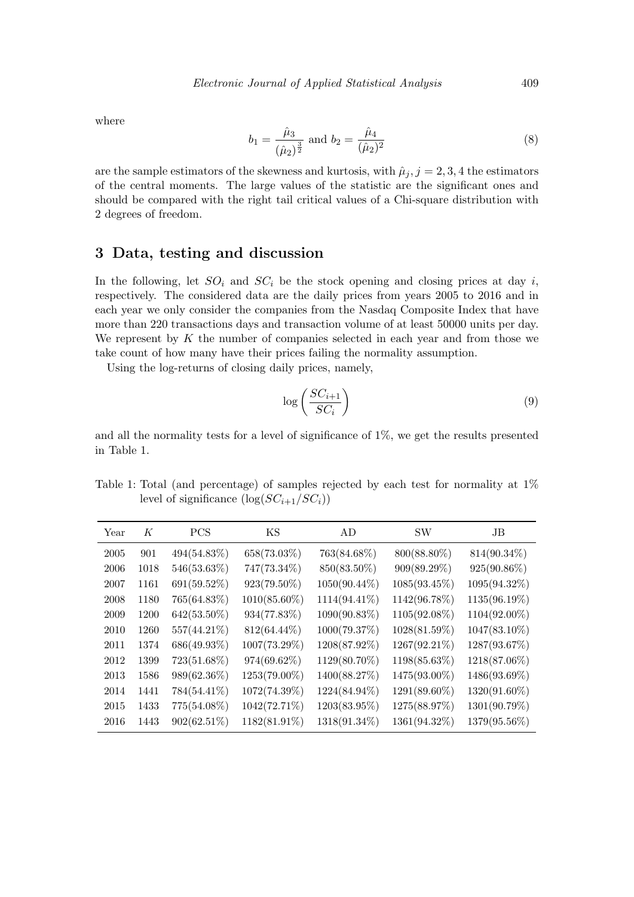where

$$b_1 = \frac{\hat{\mu}_3}{(\hat{\mu}_2)^{\frac{3}{2}}} \text{ and } b_2 = \frac{\hat{\mu}_4}{(\hat{\mu}_2)^2} \tag{8}$$

are the sample estimators of the skewness and kurtosis, with $\hat{\mu}_j, j = 2, 3, 4$ the estimators of the central moments. The large values of the statistic are the significant ones and should be compared with the right tail critical values of a Chi-square distribution with 2 degrees of freedom.

## 3 Data, testing and discussion

In the following, let $SO_i$ and $SC_i$ be the stock opening and closing prices at day $i$, respectively. The considered data are the daily prices from years 2005 to 2016 and in each year we only consider the companies from the Nasdaq Composite Index that have more than 220 transactions days and transaction volume of at least 50000 units per day. We represent by $K$ the number of companies selected in each year and from those we take count of how many have their prices failing the normality assumption.

Using the log-returns of closing daily prices, namely,

$$\log\left(\frac{SC_{i+1}}{SC_i}\right) \tag{9}$$

and all the normality tests for a level of significance of 1%, we get the results presented in Table 1.

Table 1: Total (and percentage) of samples rejected by each test for normality at 1% level of significance ($\log(SC_{i+1}/SC_i)$)

| Year | $K$ | PCS | KS | AD | SW | JB |
|---|---|---|---|---|---|---|
| 2005 | 901 | 494(54.83%) | 658(73.03%) | 763(84.68%) | 800(88.80%) | 814(90.34%) |
| 2006 | 1018 | 546(53.63%) | 747(73.34%) | 850(83.50%) | 909(89.29%) | 925(90.86%) |
| 2007 | 1161 | 691(59.52%) | 923(79.50%) | 1050(90.44%) | 1085(93.45%) | 1095(94.32%) |
| 2008 | 1180 | 765(64.83%) | 1010(85.60%) | 1114(94.41%) | 1142(96.78%) | 1135(96.19%) |
| 2009 | 1200 | 642(53.50%) | 934(77.83%) | 1090(90.83%) | 1105(92.08%) | 1104(92.00%) |
| 2010 | 1260 | 557(44.21%) | 812(64.44%) | 1000(79.37%) | 1028(81.59%) | 1047(83.10%) |
| 2011 | 1374 | 686(49.93%) | 1007(73.29%) | 1208(87.92%) | 1267(92.21%) | 1287(93.67%) |
| 2012 | 1399 | 723(51.68%) | 974(69.62%) | 1129(80.70%) | 1198(85.63%) | 1218(87.06%) |
| 2013 | 1586 | 989(62.36%) | 1253(79.00%) | 1400(88.27%) | 1475(93.00%) | 1486(93.69%) |
| 2014 | 1441 | 784(54.41%) | 1072(74.39%) | 1224(84.94%) | 1291(89.60%) | 1320(91.60%) |
| 2015 | 1433 | 775(54.08%) | 1042(72.71%) | 1203(83.95%) | 1275(88.97%) | 1301(90.79%) |
| 2016 | 1443 | 902(62.51%) | 1182(81.91%) | 1318(91.34%) | 1361(94.32%) | 1379(95.56%) |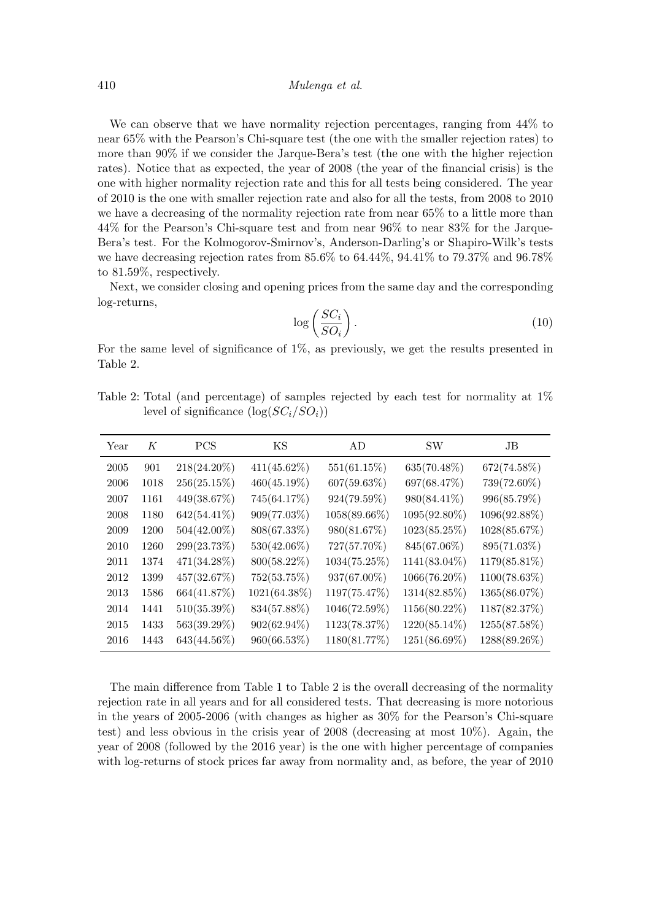We can observe that we have normality rejection percentages, ranging from 44% to near 65% with the Pearson's Chi-square test (the one with the smaller rejection rates) to more than 90% if we consider the Jarque-Bera's test (the one with the higher rejection rates). Notice that as expected, the year of 2008 (the year of the financial crisis) is the one with higher normality rejection rate and this for all tests being considered. The year of 2010 is the one with smaller rejection rate and also for all the tests, from 2008 to 2010 we have a decreasing of the normality rejection rate from near 65% to a little more than 44% for the Pearson's Chi-square test and from near 96% to near 83% for the Jarque-Bera's test. For the Kolmogorov-Smirnov's, Anderson-Darling's or Shapiro-Wilk's tests we have decreasing rejection rates from 85.6% to 64.44%, 94.41% to 79.37% and 96.78% to 81.59%, respectively.

Next, we consider closing and opening prices from the same day and the corresponding log-returns,

$$\log\left(\frac{SC_i}{SO_i}\right). \tag{10}$$

For the same level of significance of 1%, as previously, we get the results presented in Table 2.

Table 2: Total (and percentage) of samples rejected by each test for normality at 1% level of significance ($\log(SC_i/SO_i)$)

| Year | $K$ | PCS | KS | AD | SW | JB |
|---|---|---|---|---|---|---|
| 2005 | 901 | 218(24.20%) | 411(45.62%) | 551(61.15%) | 635(70.48%) | 672(74.58%) |
| 2006 | 1018 | 256(25.15%) | 460(45.19%) | 607(59.63%) | 697(68.47%) | 739(72.60%) |
| 2007 | 1161 | 449(38.67%) | 745(64.17%) | 924(79.59%) | 980(84.41%) | 996(85.79%) |
| 2008 | 1180 | 642(54.41%) | 909(77.03%) | 1058(89.66%) | 1095(92.80%) | 1096(92.88%) |
| 2009 | 1200 | 504(42.00%) | 808(67.33%) | 980(81.67%) | 1023(85.25%) | 1028(85.67%) |
| 2010 | 1260 | 299(23.73%) | 530(42.06%) | 727(57.70%) | 845(67.06%) | 895(71.03%) |
| 2011 | 1374 | 471(34.28%) | 800(58.22%) | 1034(75.25%) | 1141(83.04%) | 1179(85.81%) |
| 2012 | 1399 | 457(32.67%) | 752(53.75%) | 937(67.00%) | 1066(76.20%) | 1100(78.63%) |
| 2013 | 1586 | 664(41.87%) | 1021(64.38%) | 1197(75.47%) | 1314(82.85%) | 1365(86.07%) |
| 2014 | 1441 | 510(35.39%) | 834(57.88%) | 1046(72.59%) | 1156(80.22%) | 1187(82.37%) |
| 2015 | 1433 | 563(39.29%) | 902(62.94%) | 1123(78.37%) | 1220(85.14%) | 1255(87.58%) |
| 2016 | 1443 | 643(44.56%) | 960(66.53%) | 1180(81.77%) | 1251(86.69%) | 1288(89.26%) |

The main difference from Table 1 to Table 2 is the overall decreasing of the normality rejection rate in all years and for all considered tests. That decreasing is more notorious in the years of 2005-2006 (with changes as higher as 30% for the Pearson's Chi-square test) and less obvious in the crisis year of 2008 (decreasing at most 10%). Again, the year of 2008 (followed by the 2016 year) is the one with higher percentage of companies with log-returns of stock prices far away from normality and, as before, the year of 2010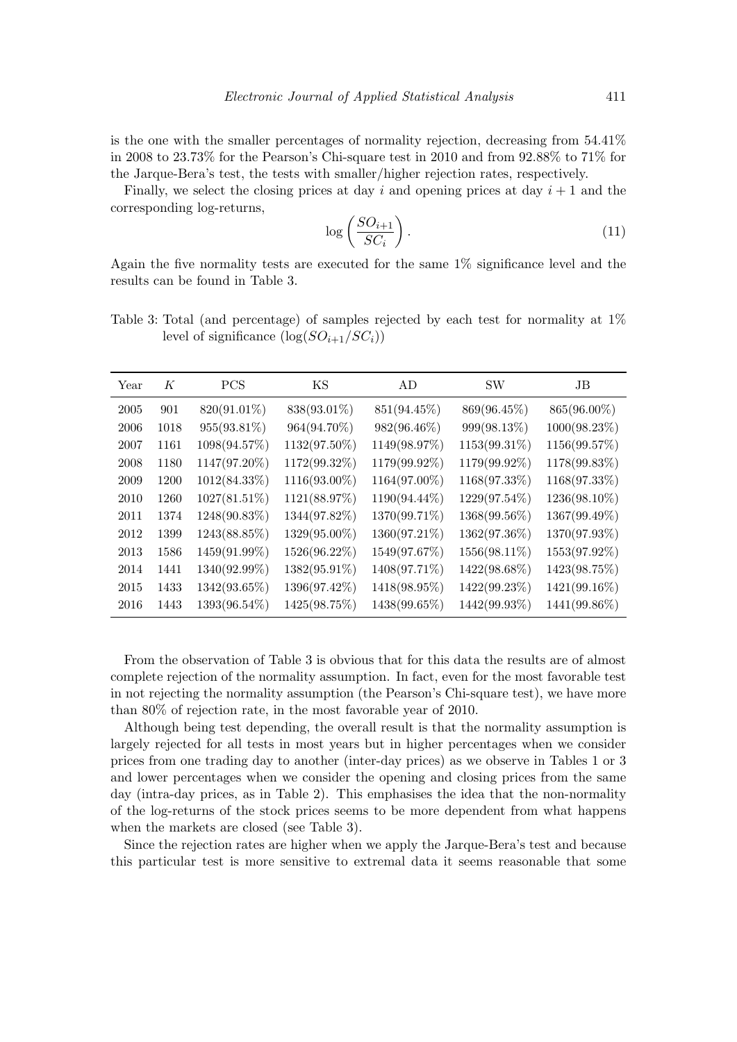is the one with the smaller percentages of normality rejection, decreasing from 54.41% in 2008 to 23.73% for the Pearson's Chi-square test in 2010 and from 92.88% to 71% for the Jarque-Bera's test, the tests with smaller/higher rejection rates, respectively.

Finally, we select the closing prices at day $i$ and opening prices at day $i+1$ and the corresponding log-returns,

$$\log\left(\frac{SO_{i+1}}{SC_i}\right). \tag{11}$$

Again the five normality tests are executed for the same 1% significance level and the results can be found in Table 3.

Table 3: Total (and percentage) of samples rejected by each test for normality at 1% level of significance ($\log(SO_{i+1}/SC_i)$)

| Year | $K$ | PCS | KS | AD | SW | JB |
|---|---|---|---|---|---|---|
| 2005 | 901 | 820(91.01%) | 838(93.01%) | 851(94.45%) | 869(96.45%) | 865(96.00%) |
| 2006 | 1018 | 955(93.81%) | 964(94.70%) | 982(96.46%) | 999(98.13%) | 1000(98.23%) |
| 2007 | 1161 | 1098(94.57%) | 1132(97.50%) | 1149(98.97%) | 1153(99.31%) | 1156(99.57%) |
| 2008 | 1180 | 1147(97.20%) | 1172(99.32%) | 1179(99.92%) | 1179(99.92%) | 1178(99.83%) |
| 2009 | 1200 | 1012(84.33%) | 1116(93.00%) | 1164(97.00%) | 1168(97.33%) | 1168(97.33%) |
| 2010 | 1260 | 1027(81.51%) | 1121(88.97%) | 1190(94.44%) | 1229(97.54%) | 1236(98.10%) |
| 2011 | 1374 | 1248(90.83%) | 1344(97.82%) | 1370(99.71%) | 1368(99.56%) | 1367(99.49%) |
| 2012 | 1399 | 1243(88.85%) | 1329(95.00%) | 1360(97.21%) | 1362(97.36%) | 1370(97.93%) |
| 2013 | 1586 | 1459(91.99%) | 1526(96.22%) | 1549(97.67%) | 1556(98.11%) | 1553(97.92%) |
| 2014 | 1441 | 1340(92.99%) | 1382(95.91%) | 1408(97.71%) | 1422(98.68%) | 1423(98.75%) |
| 2015 | 1433 | 1342(93.65%) | 1396(97.42%) | 1418(98.95%) | 1422(99.23%) | 1421(99.16%) |
| 2016 | 1443 | 1393(96.54%) | 1425(98.75%) | 1438(99.65%) | 1442(99.93%) | 1441(99.86%) |

From the observation of Table 3 is obvious that for this data the results are of almost complete rejection of the normality assumption. In fact, even for the most favorable test in not rejecting the normality assumption (the Pearson's Chi-square test), we have more than 80% of rejection rate, in the most favorable year of 2010.

Although being test depending, the overall result is that the normality assumption is largely rejected for all tests in most years but in higher percentages when we consider prices from one trading day to another (inter-day prices) as we observe in Tables 1 or 3 and lower percentages when we consider the opening and closing prices from the same day (intra-day prices, as in Table 2). This emphasises the idea that the non-normality of the log-returns of the stock prices seems to be more dependent from what happens when the markets are closed (see Table 3).

Since the rejection rates are higher when we apply the Jarque-Bera's test and because this particular test is more sensitive to extremal data it seems reasonable that some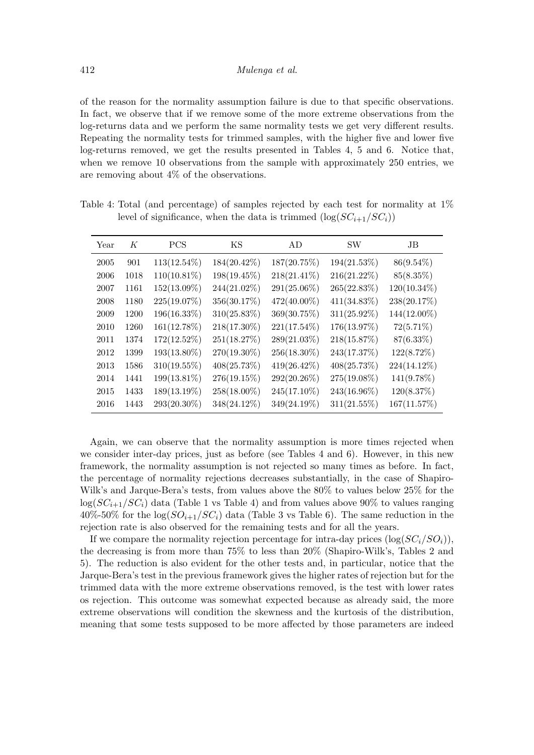of the reason for the normality assumption failure is due to that specific observations. In fact, we observe that if we remove some of the more extreme observations from the log-returns data and we perform the same normality tests we get very different results. Repeating the normality tests for trimmed samples, with the higher five and lower five log-returns removed, we get the results presented in Tables 4, 5 and 6. Notice that, when we remove 10 observations from the sample with approximately 250 entries, we are removing about 4% of the observations.

Table 4: Total (and percentage) of samples rejected by each test for normality at 1% level of significance, when the data is trimmed ($\log(SC_{i+1}/SC_i)$)

| Year | $K$ | PCS | KS | AD | SW | JB |
|---|---|---|---|---|---|---|
| 2005 | 901 | 113(12.54%) | 184(20.42%) | 187(20.75%) | 194(21.53%) | 86(9.54%) |
| 2006 | 1018 | 110(10.81%) | 198(19.45%) | 218(21.41%) | 216(21.22%) | 85(8.35%) |
| 2007 | 1161 | 152(13.09%) | 244(21.02%) | 291(25.06%) | 265(22.83%) | 120(10.34%) |
| 2008 | 1180 | 225(19.07%) | 356(30.17%) | 472(40.00%) | 411(34.83%) | 238(20.17%) |
| 2009 | 1200 | 196(16.33%) | 310(25.83%) | 369(30.75%) | 311(25.92%) | 144(12.00%) |
| 2010 | 1260 | 161(12.78%) | 218(17.30%) | 221(17.54%) | 176(13.97%) | 72(5.71%) |
| 2011 | 1374 | 172(12.52%) | 251(18.27%) | 289(21.03%) | 218(15.87%) | 87(6.33%) |
| 2012 | 1399 | 193(13.80%) | 270(19.30%) | 256(18.30%) | 243(17.37%) | 122(8.72%) |
| 2013 | 1586 | 310(19.55%) | 408(25.73%) | 419(26.42%) | 408(25.73%) | 224(14.12%) |
| 2014 | 1441 | 199(13.81%) | 276(19.15%) | 292(20.26%) | 275(19.08%) | 141(9.78%) |
| 2015 | 1433 | 189(13.19%) | 258(18.00%) | 245(17.10%) | 243(16.96%) | 120(8.37%) |
| 2016 | 1443 | 293(20.30%) | 348(24.12%) | 349(24.19%) | 311(21.55%) | 167(11.57%) |

Again, we can observe that the normality assumption is more times rejected when we consider inter-day prices, just as before (see Tables 4 and 6). However, in this new framework, the normality assumption is not rejected so many times as before. In fact, the percentage of normality rejections decreases substantially, in the case of Shapiro-Wilk's and Jarque-Bera's tests, from values above the 80% to values below 25% for the $\log(SC_{i+1}/SC_i)$ data (Table 1 vs Table 4) and from values above 90% to values ranging 40%-50% for the $\log(SO_{i+1}/SC_i)$ data (Table 3 vs Table 6). The same reduction in the rejection rate is also observed for the remaining tests and for all the years.

If we compare the normality rejection percentage for intra-day prices ($\log(SC_i/SO_i)$), the decreasing is from more than 75% to less than 20% (Shapiro-Wilk's, Tables 2 and 5). The reduction is also evident for the other tests and, in particular, notice that the Jarque-Bera's test in the previous framework gives the higher rates of rejection but for the trimmed data with the more extreme observations removed, is the test with lower rates os rejection. This outcome was somewhat expected because as already said, the more extreme observations will condition the skewness and the kurtosis of the distribution, meaning that some tests supposed to be more affected by those parameters are indeed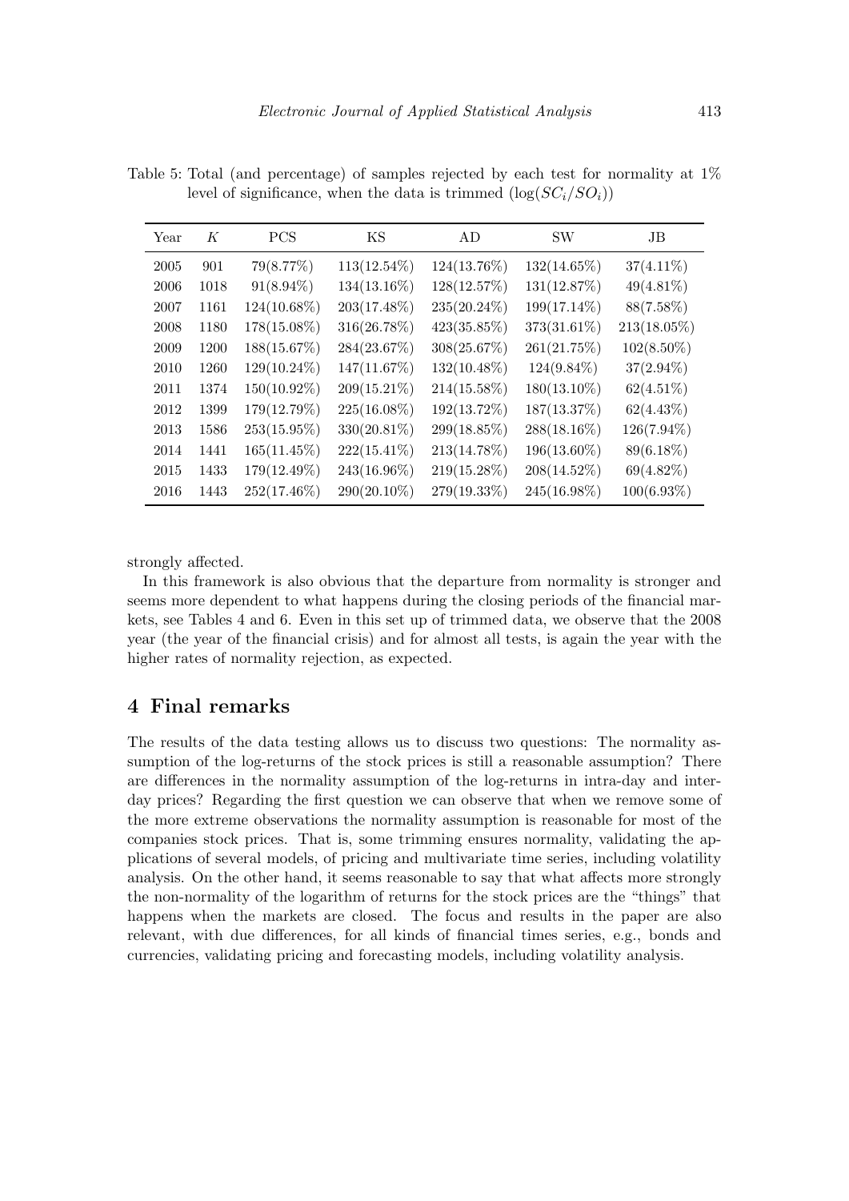Table 5: Total (and percentage) of samples rejected by each test for normality at 1% level of significance, when the data is trimmed ($\log(SC_i/SO_i)$)

| Year | $K$ | PCS | KS | AD | SW | JB |
|---|---|---|---|---|---|---|
| 2005 | 901 | 79(8.77%) | 113(12.54%) | 124(13.76%) | 132(14.65%) | 37(4.11%) |
| 2006 | 1018 | 91(8.94%) | 134(13.16%) | 128(12.57%) | 131(12.87%) | 49(4.81%) |
| 2007 | 1161 | 124(10.68%) | 203(17.48%) | 235(20.24%) | 199(17.14%) | 88(7.58%) |
| 2008 | 1180 | 178(15.08%) | 316(26.78%) | 423(35.85%) | 373(31.61%) | 213(18.05%) |
| 2009 | 1200 | 188(15.67%) | 284(23.67%) | 308(25.67%) | 261(21.75%) | 102(8.50%) |
| 2010 | 1260 | 129(10.24%) | 147(11.67%) | 132(10.48%) | 124(9.84%) | 37(2.94%) |
| 2011 | 1374 | 150(10.92%) | 209(15.21%) | 214(15.58%) | 180(13.10%) | 62(4.51%) |
| 2012 | 1399 | 179(12.79%) | 225(16.08%) | 192(13.72%) | 187(13.37%) | 62(4.43%) |
| 2013 | 1586 | 253(15.95%) | 330(20.81%) | 299(18.85%) | 288(18.16%) | 126(7.94%) |
| 2014 | 1441 | 165(11.45%) | 222(15.41%) | 213(14.78%) | 196(13.60%) | 89(6.18%) |
| 2015 | 1433 | 179(12.49%) | 243(16.96%) | 219(15.28%) | 208(14.52%) | 69(4.82%) |
| 2016 | 1443 | 252(17.46%) | 290(20.10%) | 279(19.33%) | 245(16.98%) | 100(6.93%) |

strongly affected.

In this framework is also obvious that the departure from normality is stronger and seems more dependent to what happens during the closing periods of the financial markets, see Tables 4 and 6. Even in this set up of trimmed data, we observe that the 2008 year (the year of the financial crisis) and for almost all tests, is again the year with the higher rates of normality rejection, as expected.

## 4 Final remarks

The results of the data testing allows us to discuss two questions: The normality assumption of the log-returns of the stock prices is still a reasonable assumption? There are differences in the normality assumption of the log-returns in intra-day and inter-day prices? Regarding the first question we can observe that when we remove some of the more extreme observations the normality assumption is reasonable for most of the companies stock prices. That is, some trimming ensures normality, validating the applications of several models, of pricing and multivariate time series, including volatility analysis. On the other hand, it seems reasonable to say that what affects more strongly the non-normality of the logarithm of returns for the stock prices are the "things" that happens when the markets are closed. The focus and results in the paper are also relevant, with due differences, for all kinds of financial times series, e.g., bonds and currencies, validating pricing and forecasting models, including volatility analysis.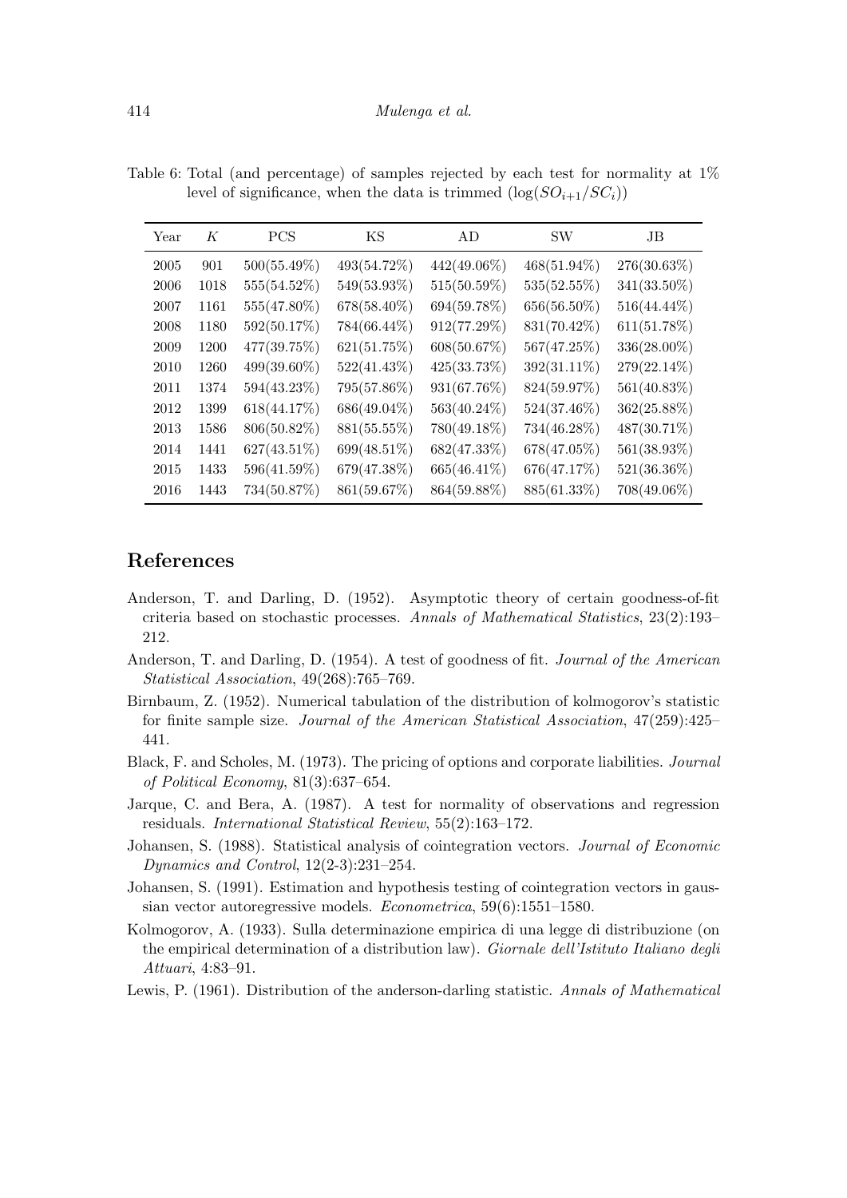Table 6: Total (and percentage) of samples rejected by each test for normality at 1% level of significance, when the data is trimmed ($\log(SO_{i+1}/SC_i)$)

| Year | $K$ | PCS | KS | AD | SW | JB |
|---|---|---|---|---|---|---|
| 2005 | 901 | 500(55.49%) | 493(54.72%) | 442(49.06%) | 468(51.94%) | 276(30.63%) |
| 2006 | 1018 | 555(54.52%) | 549(53.93%) | 515(50.59%) | 535(52.55%) | 341(33.50%) |
| 2007 | 1161 | 555(47.80%) | 678(58.40%) | 694(59.78%) | 656(56.50%) | 516(44.44%) |
| 2008 | 1180 | 592(50.17%) | 784(66.44%) | 912(77.29%) | 831(70.42%) | 611(51.78%) |
| 2009 | 1200 | 477(39.75%) | 621(51.75%) | 608(50.67%) | 567(47.25%) | 336(28.00%) |
| 2010 | 1260 | 499(39.60%) | 522(41.43%) | 425(33.73%) | 392(31.11%) | 279(22.14%) |
| 2011 | 1374 | 594(43.23%) | 795(57.86%) | 931(67.76%) | 824(59.97%) | 561(40.83%) |
| 2012 | 1399 | 618(44.17%) | 686(49.04%) | 563(40.24%) | 524(37.46%) | 362(25.88%) |
| 2013 | 1586 | 806(50.82%) | 881(55.55%) | 780(49.18%) | 734(46.28%) | 487(30.71%) |
| 2014 | 1441 | 627(43.51%) | 699(48.51%) | 682(47.33%) | 678(47.05%) | 561(38.93%) |
| 2015 | 1433 | 596(41.59%) | 679(47.38%) | 665(46.41%) | 676(47.17%) | 521(36.36%) |
| 2016 | 1443 | 734(50.87%) | 861(59.67%) | 864(59.88%) | 885(61.33%) | 708(49.06%) |

## References

Anderson, T. and Darling, D. (1952). Asymptotic theory of certain goodness-of-fit criteria based on stochastic processes. *Annals of Mathematical Statistics*, 23(2):193–212.

Anderson, T. and Darling, D. (1954). A test of goodness of fit. *Journal of the American Statistical Association*, 49(268):765–769.

Birnbaum, Z. (1952). Numerical tabulation of the distribution of kolmogorov's statistic for finite sample size. *Journal of the American Statistical Association*, 47(259):425–441.

Black, F. and Scholes, M. (1973). The pricing of options and corporate liabilities. *Journal of Political Economy*, 81(3):637–654.

Jarque, C. and Bera, A. (1987). A test for normality of observations and regression residuals. *International Statistical Review*, 55(2):163–172.

Johansen, S. (1988). Statistical analysis of cointegration vectors. *Journal of Economic Dynamics and Control*, 12(2-3):231–254.

Johansen, S. (1991). Estimation and hypothesis testing of cointegration vectors in gaussian vector autoregressive models. *Econometrica*, 59(6):1551–1580.

Kolmogorov, A. (1933). Sulla determinazione empirica di una legge di distribuzione (on the empirical determination of a distribution law). *Giornale dell'Istituto Italiano degli Attuari*, 4:83–91.

Lewis, P. (1961). Distribution of the anderson-darling statistic. *Annals of Mathematical*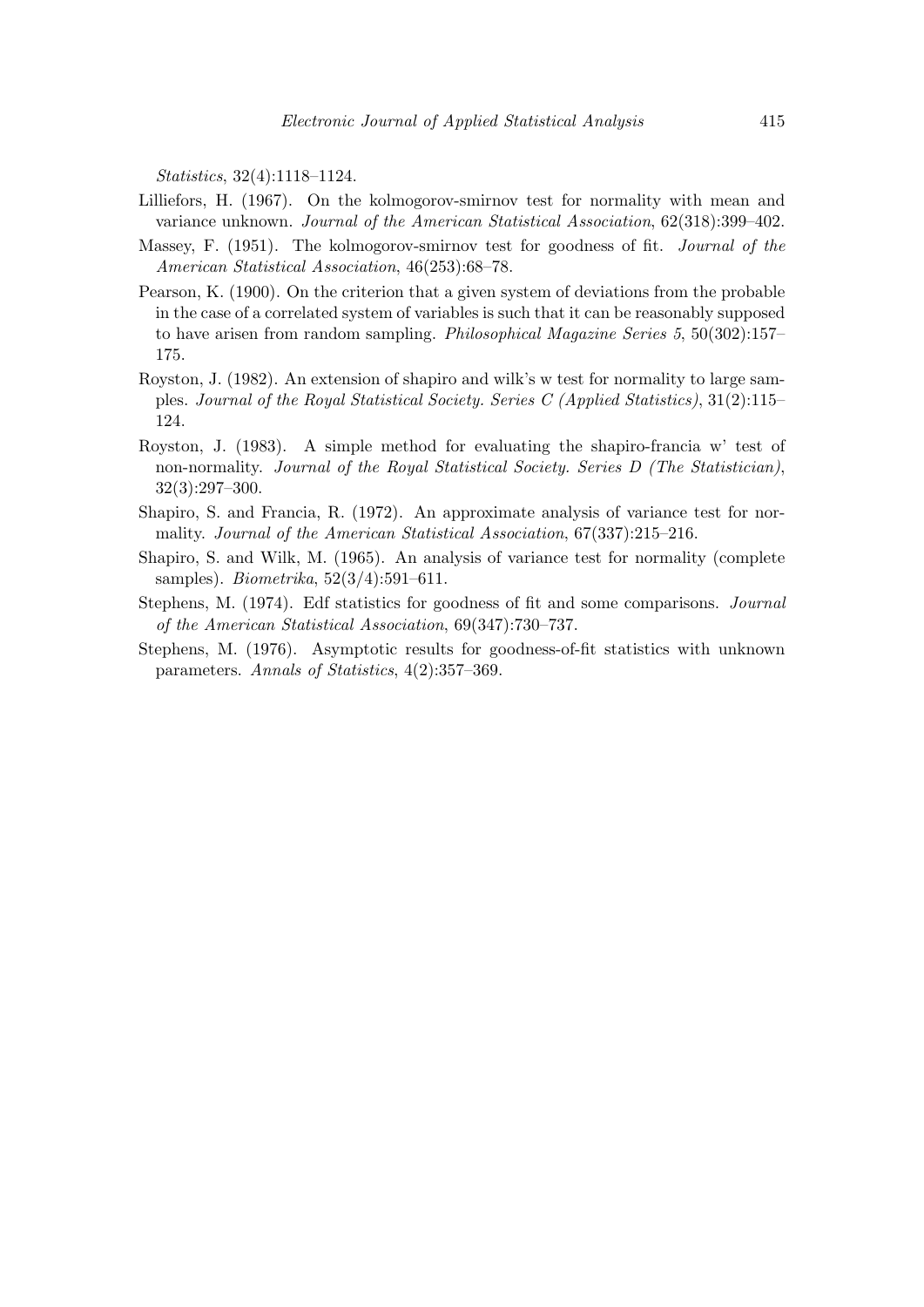*Statistics*, 32(4):1118–1124.

Lilliefors, H. (1967). On the kolmogorov-smirnov test for normality with mean and variance unknown. *Journal of the American Statistical Association*, 62(318):399–402.

Massey, F. (1951). The kolmogorov-smirnov test for goodness of fit. *Journal of the American Statistical Association*, 46(253):68–78.

Pearson, K. (1900). On the criterion that a given system of deviations from the probable in the case of a correlated system of variables is such that it can be reasonably supposed to have arisen from random sampling. *Philosophical Magazine Series 5*, 50(302):157–175.

Royston, J. (1982). An extension of shapiro and wilk's w test for normality to large samples. *Journal of the Royal Statistical Society. Series C (Applied Statistics)*, 31(2):115–124.

Royston, J. (1983). A simple method for evaluating the shapiro-francia w' test of non-normality. *Journal of the Royal Statistical Society. Series D (The Statistician)*, 32(3):297–300.

Shapiro, S. and Francia, R. (1972). An approximate analysis of variance test for normality. *Journal of the American Statistical Association*, 67(337):215–216.

Shapiro, S. and Wilk, M. (1965). An analysis of variance test for normality (complete samples). *Biometrika*, 52(3/4):591–611.

Stephens, M. (1974). Edf statistics for goodness of fit and some comparisons. *Journal of the American Statistical Association*, 69(347):730–737.

Stephens, M. (1976). Asymptotic results for goodness-of-fit statistics with unknown parameters. *Annals of Statistics*, 4(2):357–369.